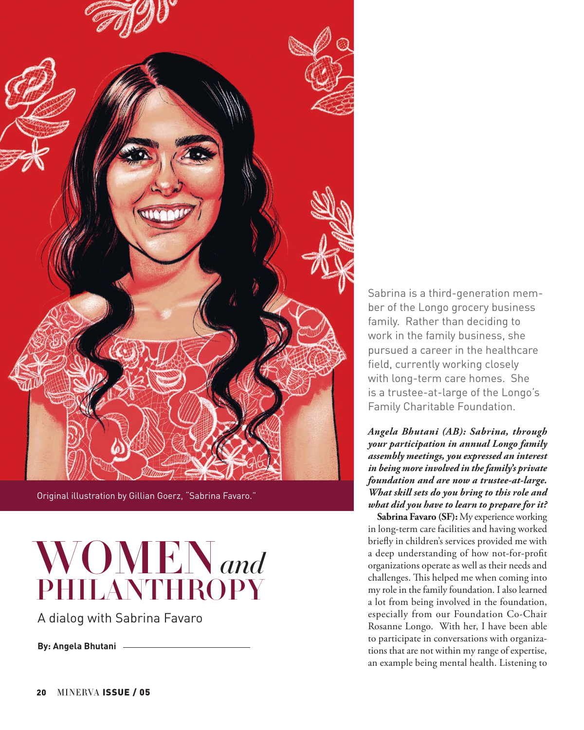Original illustration by Gillian Goerz, "Sabrina Favaro."

# WOMEN *and* PHILANTHROPY

A dialog with Sabrina Favaro

**By: Angela Bhutani**

Sabrina is a third-generation member of the Longo grocery business family. Rather than deciding to work in the family business, she pursued a career in the healthcare field, currently working closely with long-term care homes. She is a trustee-at-large of the Longo's Family Charitable Foundation.

***Angela Bhutani (AB): Sabrina, through your participation in annual Longo family assembly meetings, you expressed an interest in being more involved in the family's private foundation and are now a trustee-at-large. What skill sets do you bring to this role and what did you have to learn to prepare for it?***

**Sabrina Favaro (SF):** My experience working in long-term care facilities and having worked briefly in children's services provided me with a deep understanding of how not-for-profit organizations operate as well as their needs and challenges. This helped me when coming into my role in the family foundation. I also learned a lot from being involved in the foundation, especially from our Foundation Co-Chair Rosanne Longo. With her, I have been able to participate in conversations with organizations that are not within my range of expertise, an example being mental health. Listening to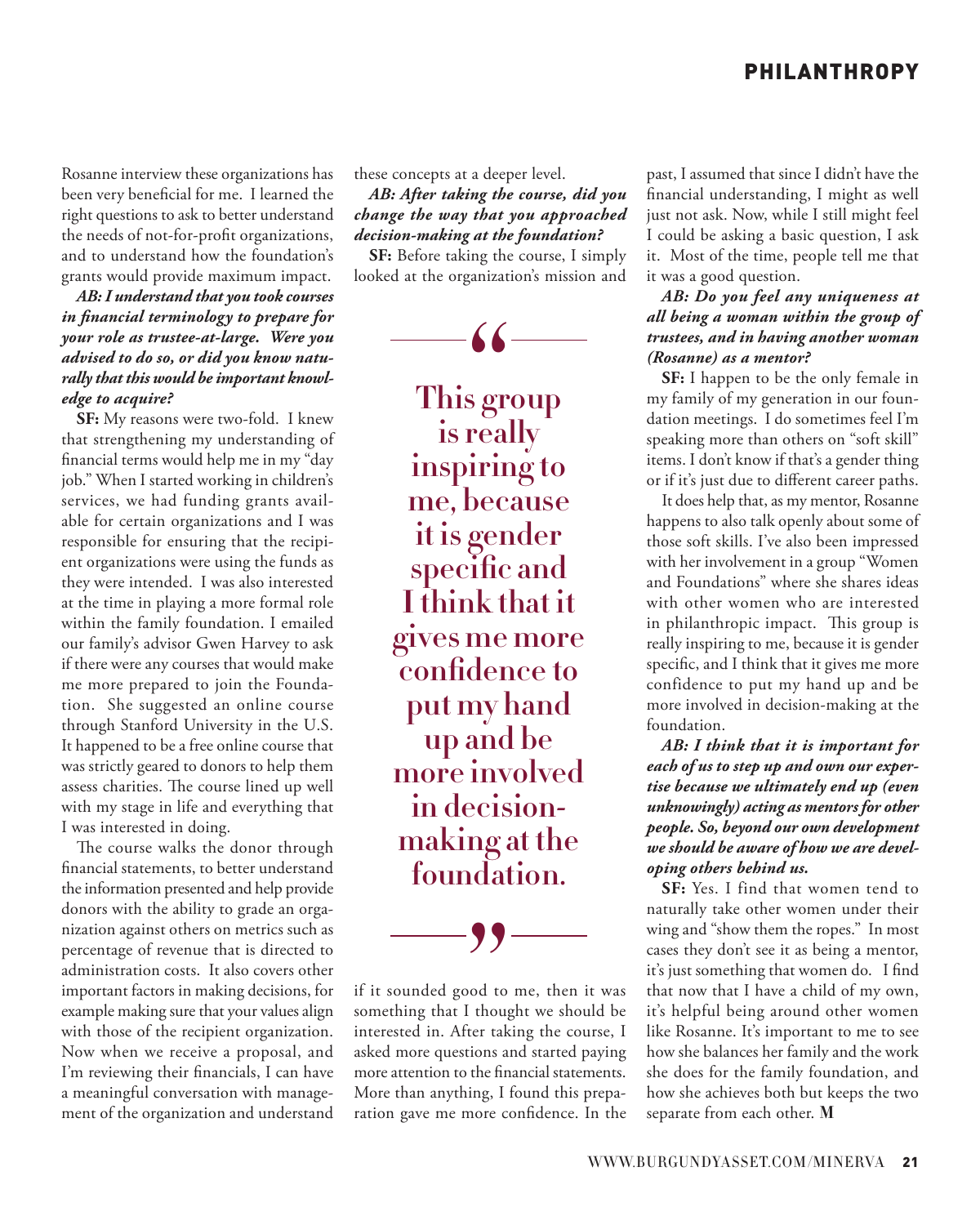Rosanne interview these organizations has been very beneficial for me. I learned the right questions to ask to better understand the needs of not-for-profit organizations, and to understand how the foundation's grants would provide maximum impact.

***AB: I understand that you took courses in financial terminology to prepare for your role as trustee-at-large. Were you advised to do so, or did you know naturally that this would be important knowledge to acquire?***

**SF:** My reasons were two-fold. I knew that strengthening my understanding of financial terms would help me in my "day job." When I started working in children's services, we had funding grants available for certain organizations and I was responsible for ensuring that the recipient organizations were using the funds as they were intended. I was also interested at the time in playing a more formal role within the family foundation. I emailed our family's advisor Gwen Harvey to ask if there were any courses that would make me more prepared to join the Foundation. She suggested an online course through Stanford University in the U.S. It happened to be a free online course that was strictly geared to donors to help them assess charities. The course lined up well with my stage in life and everything that I was interested in doing.

The course walks the donor through financial statements, to better understand the information presented and help provide donors with the ability to grade an organization against others on metrics such as percentage of revenue that is directed to administration costs. It also covers other important factors in making decisions, for example making sure that your values align with those of the recipient organization. Now when we receive a proposal, and I'm reviewing their financials, I can have a meaningful conversation with management of the organization and understand these concepts at a deeper level.

***AB: After taking the course, did you change the way that you approached decision-making at the foundation?***

**SF:** Before taking the course, I simply looked at the organization's mission and if it sounded good to me, then it was something that I thought we should be interested in. After taking the course, I asked more questions and started paying more attention to the financial statements. More than anything, I found this preparation gave me more confidence. In the past, I assumed that since I didn't have the financial understanding, I might as well just not ask. Now, while I still might feel I could be asking a basic question, I ask it. Most of the time, people tell me that it was a good question.

> **"This group is really inspiring to me, because it is gender specific and I think that it gives me more confidence to put my hand up and be more involved in decision-making at the foundation."**

***AB: Do you feel any uniqueness at all being a woman within the group of trustees, and in having another woman (Rosanne) as a mentor?***

**SF:** I happen to be the only female in my family of my generation in our foundation meetings. I do sometimes feel I'm speaking more than others on "soft skill" items. I don't know if that's a gender thing or if it's just due to different career paths.

It does help that, as my mentor, Rosanne happens to also talk openly about some of those soft skills. I've also been impressed with her involvement in a group "Women and Foundations" where she shares ideas with other women who are interested in philanthropic impact. This group is really inspiring to me, because it is gender specific, and I think that it gives me more confidence to put my hand up and be more involved in decision-making at the foundation.

***AB: I think that it is important for each of us to step up and own our expertise because we ultimately end up (even unknowingly) acting as mentors for other people. So, beyond our own development we should be aware of how we are developing others behind us.***

**SF:** Yes. I find that women tend to naturally take other women under their wing and "show them the ropes." In most cases they don't see it as being a mentor, it's just something that women do. I find that now that I have a child of my own, it's helpful being around other women like Rosanne. It's important to me to see how she balances her family and the work she does for the family foundation, and how she achieves both but keeps the two separate from each other. **M**